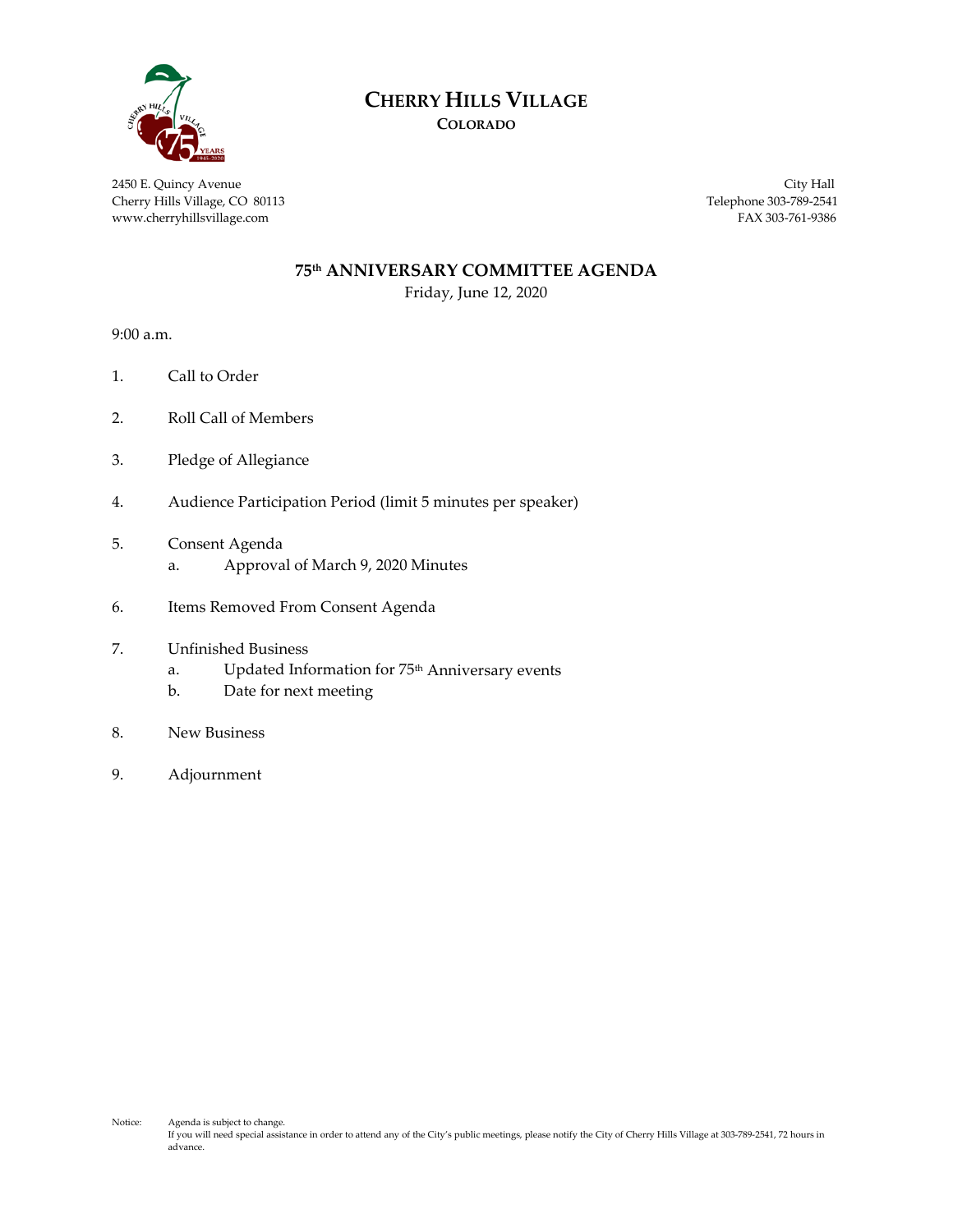# CHERRY HILLS VILLAGE
## COLORADO

2450 E. Quincy Avenue
Cherry Hills Village, CO 80113
www.cherryhillsvillage.com

City Hall
Telephone 303-789-2541
FAX 303-761-9386

## 75th ANNIVERSARY COMMITTEE AGENDA

Friday, June 12, 2020

9:00 a.m.

1. Call to Order

2. Roll Call of Members

3. Pledge of Allegiance

4. Audience Participation Period (limit 5 minutes per speaker)

5. Consent Agenda
   a. Approval of March 9, 2020 Minutes

6. Items Removed From Consent Agenda

7. Unfinished Business
   a. Updated Information for 75th Anniversary events
   b. Date for next meeting

8. New Business

9. Adjournment

Notice: Agenda is subject to change.
If you will need special assistance in order to attend any of the City's public meetings, please notify the City of Cherry Hills Village at 303-789-2541, 72 hours in advance.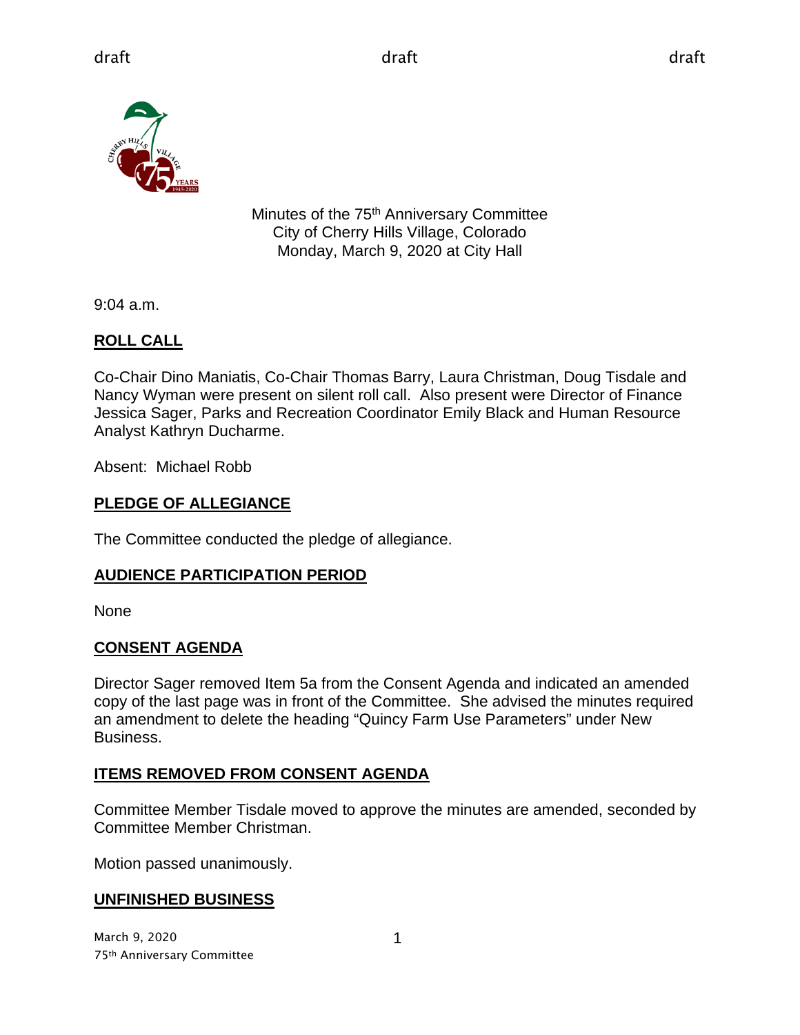draft draft draft

Minutes of the 75th Anniversary Committee
City of Cherry Hills Village, Colorado
Monday, March 9, 2020 at City Hall

9:04 a.m.

## ROLL CALL

Co-Chair Dino Maniatis, Co-Chair Thomas Barry, Laura Christman, Doug Tisdale and Nancy Wyman were present on silent roll call. Also present were Director of Finance Jessica Sager, Parks and Recreation Coordinator Emily Black and Human Resource Analyst Kathryn Ducharme.

Absent: Michael Robb

## PLEDGE OF ALLEGIANCE

The Committee conducted the pledge of allegiance.

## AUDIENCE PARTICIPATION PERIOD

None

## CONSENT AGENDA

Director Sager removed Item 5a from the Consent Agenda and indicated an amended copy of the last page was in front of the Committee. She advised the minutes required an amendment to delete the heading “Quincy Farm Use Parameters” under New Business.

## ITEMS REMOVED FROM CONSENT AGENDA

Committee Member Tisdale moved to approve the minutes are amended, seconded by Committee Member Christman.

Motion passed unanimously.

## UNFINISHED BUSINESS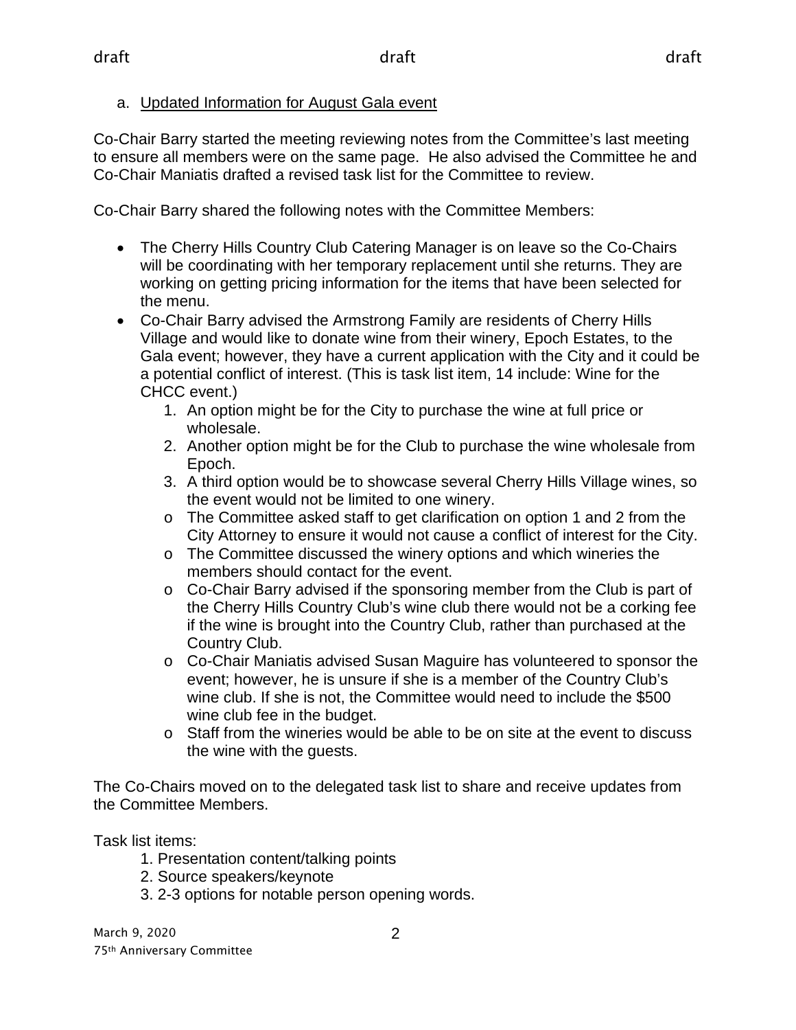a. Updated Information for August Gala event

Co-Chair Barry started the meeting reviewing notes from the Committee's last meeting to ensure all members were on the same page. He also advised the Committee he and Co-Chair Maniatis drafted a revised task list for the Committee to review.

Co-Chair Barry shared the following notes with the Committee Members:

- The Cherry Hills Country Club Catering Manager is on leave so the Co-Chairs will be coordinating with her temporary replacement until she returns. They are working on getting pricing information for the items that have been selected for the menu.
- Co-Chair Barry advised the Armstrong Family are residents of Cherry Hills Village and would like to donate wine from their winery, Epoch Estates, to the Gala event; however, they have a current application with the City and it could be a potential conflict of interest. (This is task list item, 14 include: Wine for the CHCC event.)
    1. An option might be for the City to purchase the wine at full price or wholesale.
    2. Another option might be for the Club to purchase the wine wholesale from Epoch.
    3. A third option would be to showcase several Cherry Hills Village wines, so the event would not be limited to one winery.
    - The Committee asked staff to get clarification on option 1 and 2 from the City Attorney to ensure it would not cause a conflict of interest for the City.
    - The Committee discussed the winery options and which wineries the members should contact for the event.
    - Co-Chair Barry advised if the sponsoring member from the Club is part of the Cherry Hills Country Club's wine club there would not be a corking fee if the wine is brought into the Country Club, rather than purchased at the Country Club.
    - Co-Chair Maniatis advised Susan Maguire has volunteered to sponsor the event; however, he is unsure if she is a member of the Country Club's wine club. If she is not, the Committee would need to include the $500 wine club fee in the budget.
    - Staff from the wineries would be able to be on site at the event to discuss the wine with the guests.

The Co-Chairs moved on to the delegated task list to share and receive updates from the Committee Members.

Task list items:

1. Presentation content/talking points
2. Source speakers/keynote
3. 2-3 options for notable person opening words.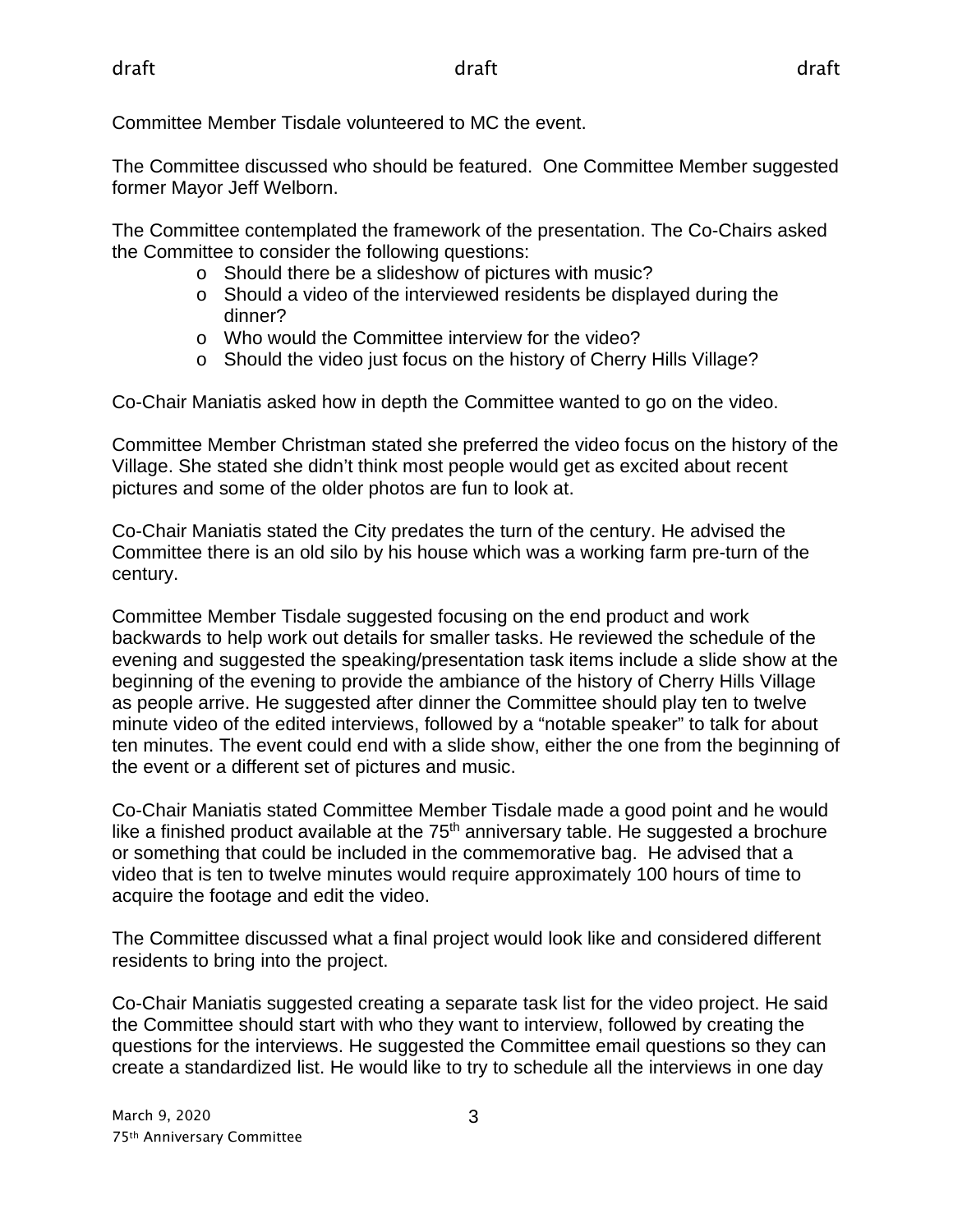Committee Member Tisdale volunteered to MC the event.

The Committee discussed who should be featured. One Committee Member suggested former Mayor Jeff Welborn.

The Committee contemplated the framework of the presentation. The Co-Chairs asked the Committee to consider the following questions:

- Should there be a slideshow of pictures with music?
- Should a video of the interviewed residents be displayed during the dinner?
- Who would the Committee interview for the video?
- Should the video just focus on the history of Cherry Hills Village?

Co-Chair Maniatis asked how in depth the Committee wanted to go on the video.

Committee Member Christman stated she preferred the video focus on the history of the Village. She stated she didn't think most people would get as excited about recent pictures and some of the older photos are fun to look at.

Co-Chair Maniatis stated the City predates the turn of the century. He advised the Committee there is an old silo by his house which was a working farm pre-turn of the century.

Committee Member Tisdale suggested focusing on the end product and work backwards to help work out details for smaller tasks. He reviewed the schedule of the evening and suggested the speaking/presentation task items include a slide show at the beginning of the evening to provide the ambiance of the history of Cherry Hills Village as people arrive. He suggested after dinner the Committee should play ten to twelve minute video of the edited interviews, followed by a "notable speaker" to talk for about ten minutes. The event could end with a slide show, either the one from the beginning of the event or a different set of pictures and music.

Co-Chair Maniatis stated Committee Member Tisdale made a good point and he would like a finished product available at the 75th anniversary table. He suggested a brochure or something that could be included in the commemorative bag. He advised that a video that is ten to twelve minutes would require approximately 100 hours of time to acquire the footage and edit the video.

The Committee discussed what a final project would look like and considered different residents to bring into the project.

Co-Chair Maniatis suggested creating a separate task list for the video project. He said the Committee should start with who they want to interview, followed by creating the questions for the interviews. He suggested the Committee email questions so they can create a standardized list. He would like to try to schedule all the interviews in one day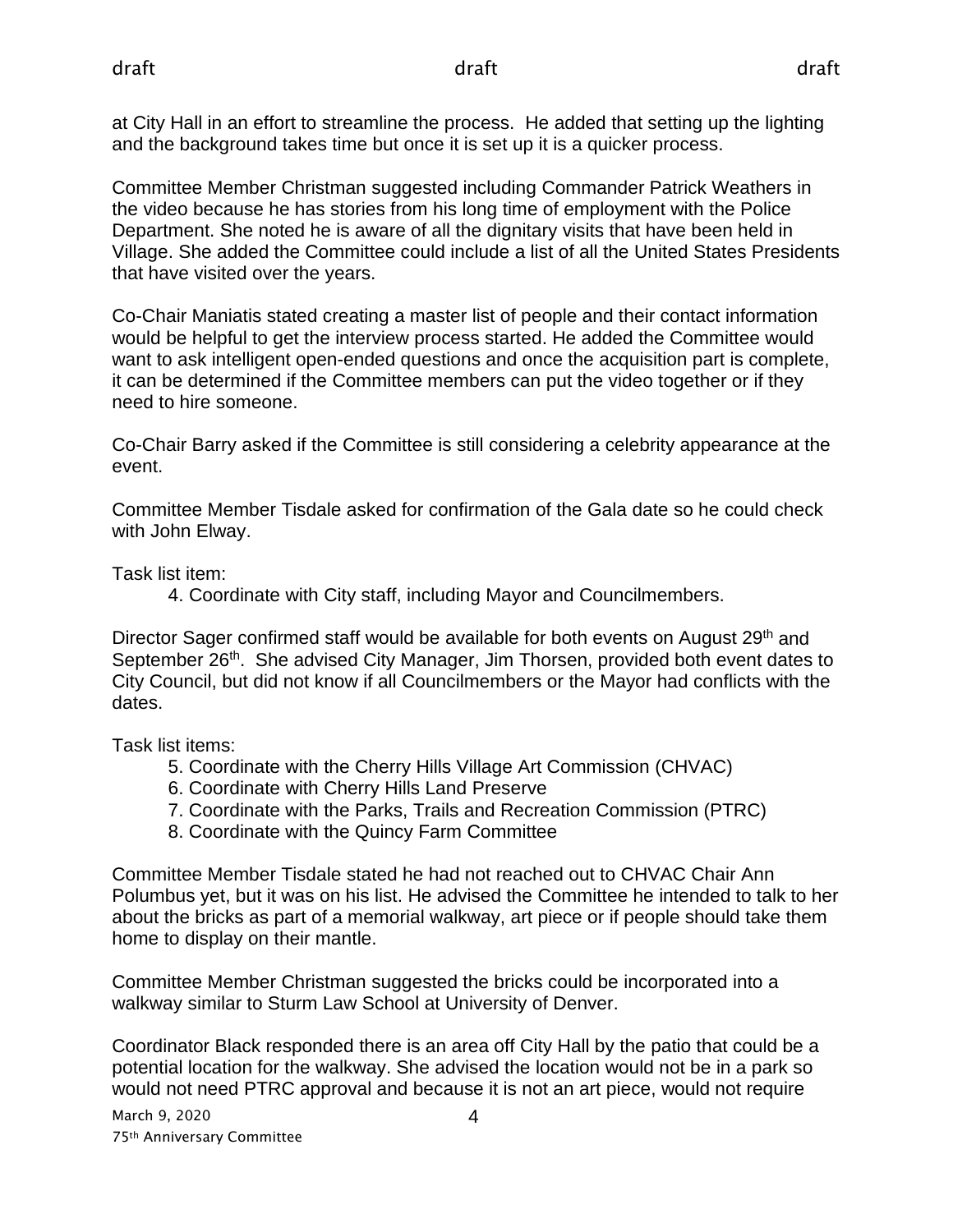at City Hall in an effort to streamline the process. He added that setting up the lighting and the background takes time but once it is set up it is a quicker process.

Committee Member Christman suggested including Commander Patrick Weathers in the video because he has stories from his long time of employment with the Police Department. She noted he is aware of all the dignitary visits that have been held in Village. She added the Committee could include a list of all the United States Presidents that have visited over the years.

Co-Chair Maniatis stated creating a master list of people and their contact information would be helpful to get the interview process started. He added the Committee would want to ask intelligent open-ended questions and once the acquisition part is complete, it can be determined if the Committee members can put the video together or if they need to hire someone.

Co-Chair Barry asked if the Committee is still considering a celebrity appearance at the event.

Committee Member Tisdale asked for confirmation of the Gala date so he could check with John Elway.

Task list item:

4. Coordinate with City staff, including Mayor and Councilmembers.

Director Sager confirmed staff would be available for both events on August 29th and September 26th. She advised City Manager, Jim Thorsen, provided both event dates to City Council, but did not know if all Councilmembers or the Mayor had conflicts with the dates.

Task list items:

5. Coordinate with the Cherry Hills Village Art Commission (CHVAC)
6. Coordinate with Cherry Hills Land Preserve
7. Coordinate with the Parks, Trails and Recreation Commission (PTRC)
8. Coordinate with the Quincy Farm Committee

Committee Member Tisdale stated he had not reached out to CHVAC Chair Ann Polumbus yet, but it was on his list. He advised the Committee he intended to talk to her about the bricks as part of a memorial walkway, art piece or if people should take them home to display on their mantle.

Committee Member Christman suggested the bricks could be incorporated into a walkway similar to Sturm Law School at University of Denver.

Coordinator Black responded there is an area off City Hall by the patio that could be a potential location for the walkway. She advised the location would not be in a park so would not need PTRC approval and because it is not an art piece, would not require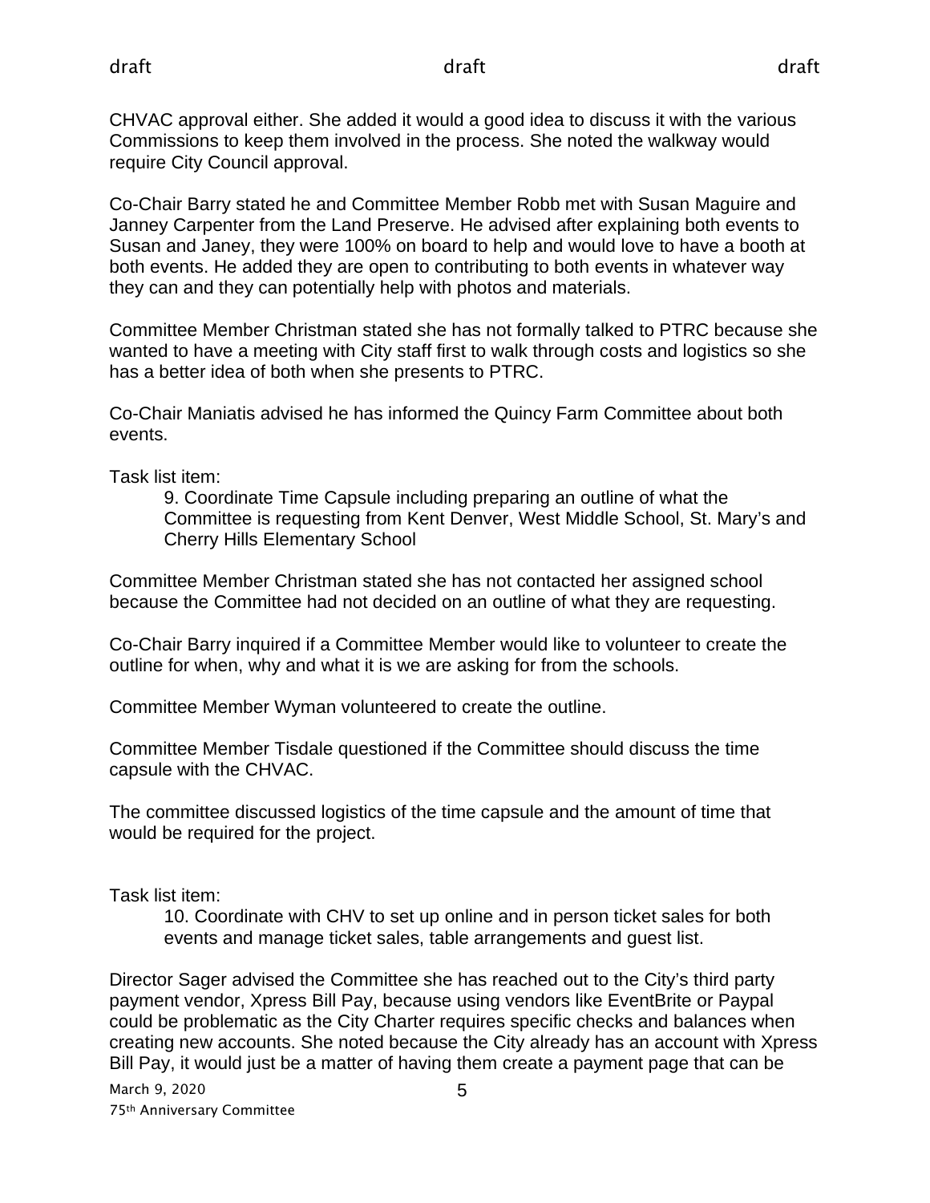CHVAC approval either. She added it would a good idea to discuss it with the various Commissions to keep them involved in the process. She noted the walkway would require City Council approval.

Co-Chair Barry stated he and Committee Member Robb met with Susan Maguire and Janney Carpenter from the Land Preserve. He advised after explaining both events to Susan and Janey, they were 100% on board to help and would love to have a booth at both events. He added they are open to contributing to both events in whatever way they can and they can potentially help with photos and materials.

Committee Member Christman stated she has not formally talked to PTRC because she wanted to have a meeting with City staff first to walk through costs and logistics so she has a better idea of both when she presents to PTRC.

Co-Chair Maniatis advised he has informed the Quincy Farm Committee about both events.

Task list item:

> 9. Coordinate Time Capsule including preparing an outline of what the Committee is requesting from Kent Denver, West Middle School, St. Mary's and Cherry Hills Elementary School

Committee Member Christman stated she has not contacted her assigned school because the Committee had not decided on an outline of what they are requesting.

Co-Chair Barry inquired if a Committee Member would like to volunteer to create the outline for when, why and what it is we are asking for from the schools.

Committee Member Wyman volunteered to create the outline.

Committee Member Tisdale questioned if the Committee should discuss the time capsule with the CHVAC.

The committee discussed logistics of the time capsule and the amount of time that would be required for the project.

Task list item:

> 10. Coordinate with CHV to set up online and in person ticket sales for both events and manage ticket sales, table arrangements and guest list.

Director Sager advised the Committee she has reached out to the City's third party payment vendor, Xpress Bill Pay, because using vendors like EventBrite or Paypal could be problematic as the City Charter requires specific checks and balances when creating new accounts. She noted because the City already has an account with Xpress Bill Pay, it would just be a matter of having them create a payment page that can be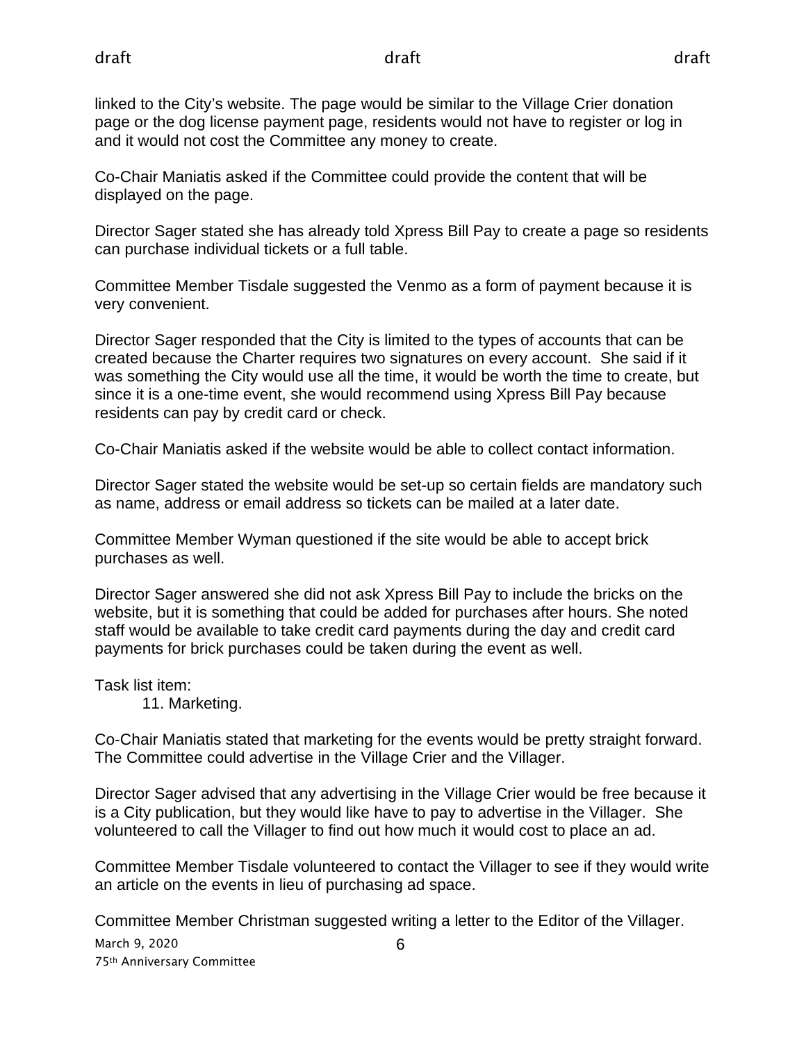linked to the City's website. The page would be similar to the Village Crier donation page or the dog license payment page, residents would not have to register or log in and it would not cost the Committee any money to create.

Co-Chair Maniatis asked if the Committee could provide the content that will be displayed on the page.

Director Sager stated she has already told Xpress Bill Pay to create a page so residents can purchase individual tickets or a full table.

Committee Member Tisdale suggested the Venmo as a form of payment because it is very convenient.

Director Sager responded that the City is limited to the types of accounts that can be created because the Charter requires two signatures on every account. She said if it was something the City would use all the time, it would be worth the time to create, but since it is a one-time event, she would recommend using Xpress Bill Pay because residents can pay by credit card or check.

Co-Chair Maniatis asked if the website would be able to collect contact information.

Director Sager stated the website would be set-up so certain fields are mandatory such as name, address or email address so tickets can be mailed at a later date.

Committee Member Wyman questioned if the site would be able to accept brick purchases as well.

Director Sager answered she did not ask Xpress Bill Pay to include the bricks on the website, but it is something that could be added for purchases after hours. She noted staff would be available to take credit card payments during the day and credit card payments for brick purchases could be taken during the event as well.

Task list item:

11. Marketing.

Co-Chair Maniatis stated that marketing for the events would be pretty straight forward. The Committee could advertise in the Village Crier and the Villager.

Director Sager advised that any advertising in the Village Crier would be free because it is a City publication, but they would like have to pay to advertise in the Villager. She volunteered to call the Villager to find out how much it would cost to place an ad.

Committee Member Tisdale volunteered to contact the Villager to see if they would write an article on the events in lieu of purchasing ad space.

Committee Member Christman suggested writing a letter to the Editor of the Villager.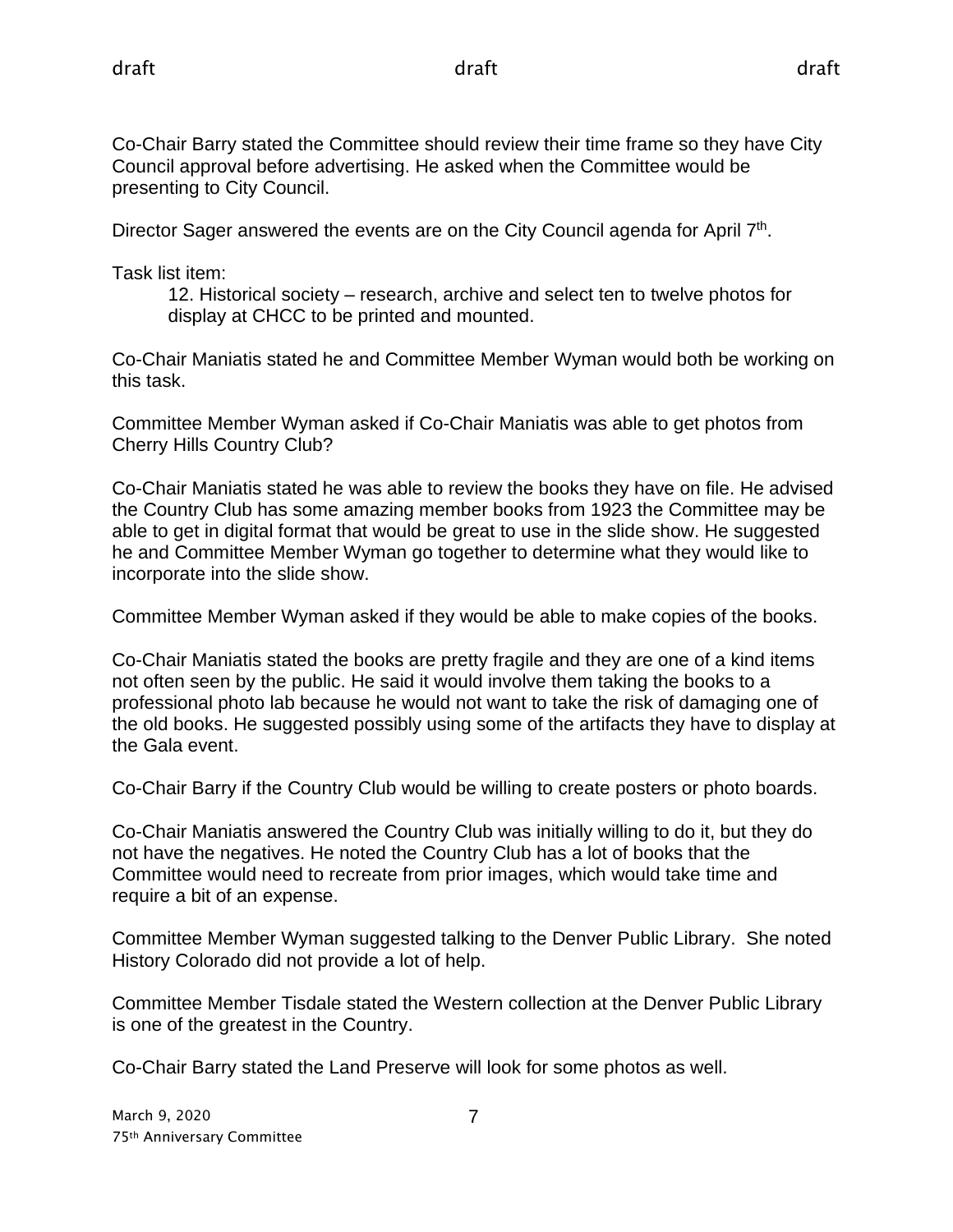Co-Chair Barry stated the Committee should review their time frame so they have City Council approval before advertising. He asked when the Committee would be presenting to City Council.

Director Sager answered the events are on the City Council agenda for April 7th.

Task list item:

> 12. Historical society – research, archive and select ten to twelve photos for display at CHCC to be printed and mounted.

Co-Chair Maniatis stated he and Committee Member Wyman would both be working on this task.

Committee Member Wyman asked if Co-Chair Maniatis was able to get photos from Cherry Hills Country Club?

Co-Chair Maniatis stated he was able to review the books they have on file. He advised the Country Club has some amazing member books from 1923 the Committee may be able to get in digital format that would be great to use in the slide show. He suggested he and Committee Member Wyman go together to determine what they would like to incorporate into the slide show.

Committee Member Wyman asked if they would be able to make copies of the books.

Co-Chair Maniatis stated the books are pretty fragile and they are one of a kind items not often seen by the public. He said it would involve them taking the books to a professional photo lab because he would not want to take the risk of damaging one of the old books. He suggested possibly using some of the artifacts they have to display at the Gala event.

Co-Chair Barry if the Country Club would be willing to create posters or photo boards.

Co-Chair Maniatis answered the Country Club was initially willing to do it, but they do not have the negatives. He noted the Country Club has a lot of books that the Committee would need to recreate from prior images, which would take time and require a bit of an expense.

Committee Member Wyman suggested talking to the Denver Public Library. She noted History Colorado did not provide a lot of help.

Committee Member Tisdale stated the Western collection at the Denver Public Library is one of the greatest in the Country.

Co-Chair Barry stated the Land Preserve will look for some photos as well.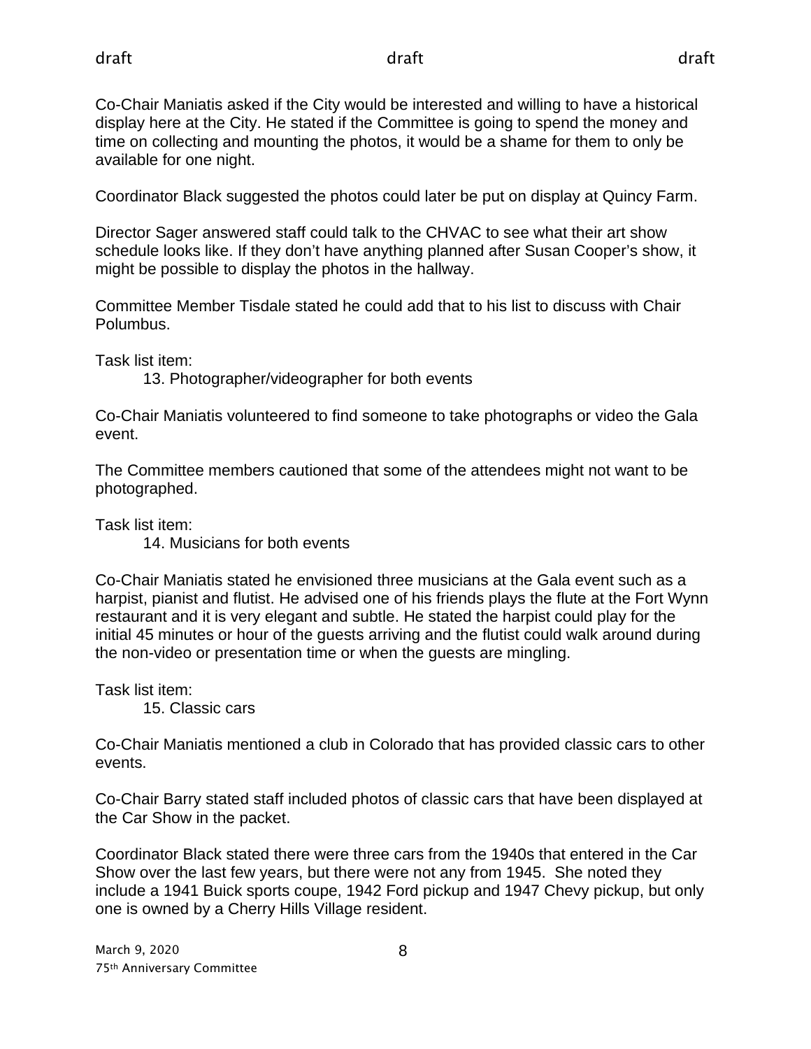Co-Chair Maniatis asked if the City would be interested and willing to have a historical display here at the City. He stated if the Committee is going to spend the money and time on collecting and mounting the photos, it would be a shame for them to only be available for one night.

Coordinator Black suggested the photos could later be put on display at Quincy Farm.

Director Sager answered staff could talk to the CHVAC to see what their art show schedule looks like. If they don't have anything planned after Susan Cooper's show, it might be possible to display the photos in the hallway.

Committee Member Tisdale stated he could add that to his list to discuss with Chair Polumbus.

Task list item:

13. Photographer/videographer for both events

Co-Chair Maniatis volunteered to find someone to take photographs or video the Gala event.

The Committee members cautioned that some of the attendees might not want to be photographed.

Task list item:

14. Musicians for both events

Co-Chair Maniatis stated he envisioned three musicians at the Gala event such as a harpist, pianist and flutist. He advised one of his friends plays the flute at the Fort Wynn restaurant and it is very elegant and subtle. He stated the harpist could play for the initial 45 minutes or hour of the guests arriving and the flutist could walk around during the non-video or presentation time or when the guests are mingling.

Task list item:

15. Classic cars

Co-Chair Maniatis mentioned a club in Colorado that has provided classic cars to other events.

Co-Chair Barry stated staff included photos of classic cars that have been displayed at the Car Show in the packet.

Coordinator Black stated there were three cars from the 1940s that entered in the Car Show over the last few years, but there were not any from 1945. She noted they include a 1941 Buick sports coupe, 1942 Ford pickup and 1947 Chevy pickup, but only one is owned by a Cherry Hills Village resident.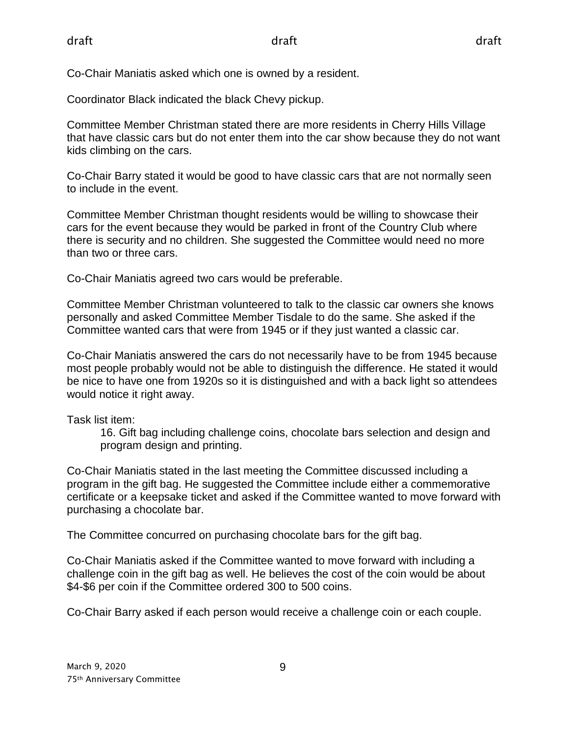Co-Chair Maniatis asked which one is owned by a resident.

Coordinator Black indicated the black Chevy pickup.

Committee Member Christman stated there are more residents in Cherry Hills Village that have classic cars but do not enter them into the car show because they do not want kids climbing on the cars.

Co-Chair Barry stated it would be good to have classic cars that are not normally seen to include in the event.

Committee Member Christman thought residents would be willing to showcase their cars for the event because they would be parked in front of the Country Club where there is security and no children. She suggested the Committee would need no more than two or three cars.

Co-Chair Maniatis agreed two cars would be preferable.

Committee Member Christman volunteered to talk to the classic car owners she knows personally and asked Committee Member Tisdale to do the same. She asked if the Committee wanted cars that were from 1945 or if they just wanted a classic car.

Co-Chair Maniatis answered the cars do not necessarily have to be from 1945 because most people probably would not be able to distinguish the difference. He stated it would be nice to have one from 1920s so it is distinguished and with a back light so attendees would notice it right away.

Task list item:

> 16. Gift bag including challenge coins, chocolate bars selection and design and program design and printing.

Co-Chair Maniatis stated in the last meeting the Committee discussed including a program in the gift bag. He suggested the Committee include either a commemorative certificate or a keepsake ticket and asked if the Committee wanted to move forward with purchasing a chocolate bar.

The Committee concurred on purchasing chocolate bars for the gift bag.

Co-Chair Maniatis asked if the Committee wanted to move forward with including a challenge coin in the gift bag as well. He believes the cost of the coin would be about $4-$6 per coin if the Committee ordered 300 to 500 coins.

Co-Chair Barry asked if each person would receive a challenge coin or each couple.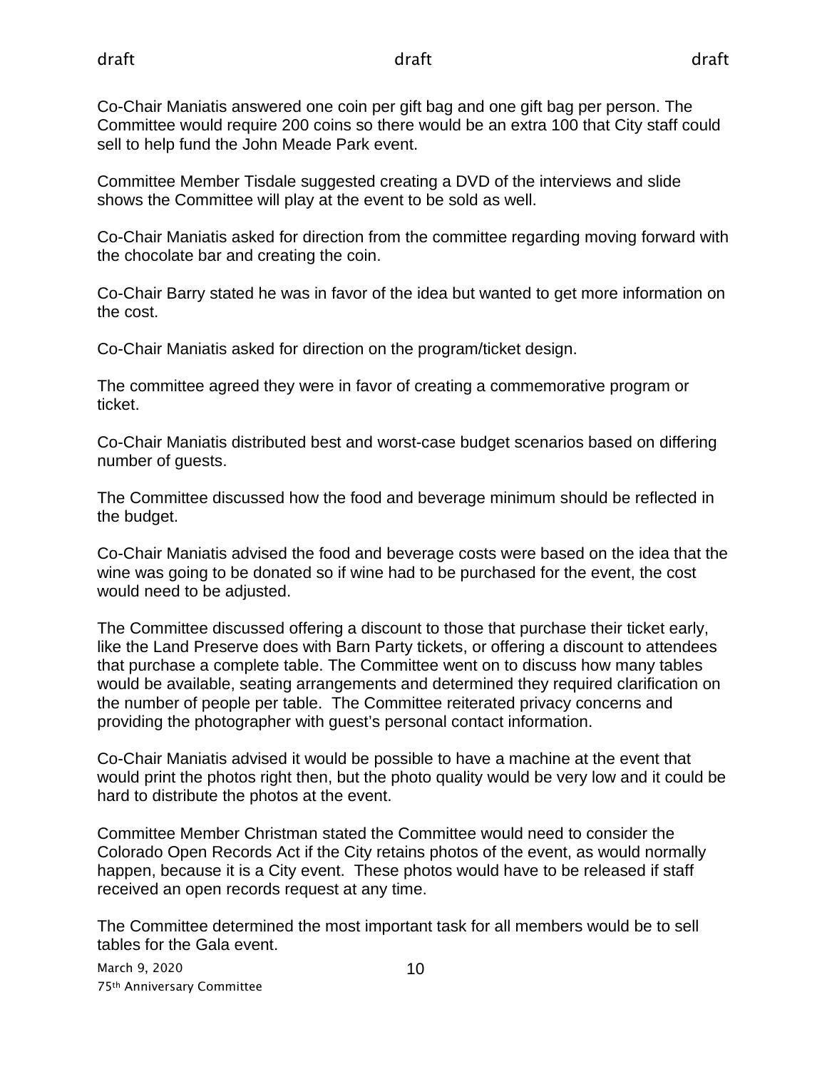Co-Chair Maniatis answered one coin per gift bag and one gift bag per person. The Committee would require 200 coins so there would be an extra 100 that City staff could sell to help fund the John Meade Park event.

Committee Member Tisdale suggested creating a DVD of the interviews and slide shows the Committee will play at the event to be sold as well.

Co-Chair Maniatis asked for direction from the committee regarding moving forward with the chocolate bar and creating the coin.

Co-Chair Barry stated he was in favor of the idea but wanted to get more information on the cost.

Co-Chair Maniatis asked for direction on the program/ticket design.

The committee agreed they were in favor of creating a commemorative program or ticket.

Co-Chair Maniatis distributed best and worst-case budget scenarios based on differing number of guests.

The Committee discussed how the food and beverage minimum should be reflected in the budget.

Co-Chair Maniatis advised the food and beverage costs were based on the idea that the wine was going to be donated so if wine had to be purchased for the event, the cost would need to be adjusted.

The Committee discussed offering a discount to those that purchase their ticket early, like the Land Preserve does with Barn Party tickets, or offering a discount to attendees that purchase a complete table. The Committee went on to discuss how many tables would be available, seating arrangements and determined they required clarification on the number of people per table. The Committee reiterated privacy concerns and providing the photographer with guest's personal contact information.

Co-Chair Maniatis advised it would be possible to have a machine at the event that would print the photos right then, but the photo quality would be very low and it could be hard to distribute the photos at the event.

Committee Member Christman stated the Committee would need to consider the Colorado Open Records Act if the City retains photos of the event, as would normally happen, because it is a City event. These photos would have to be released if staff received an open records request at any time.

The Committee determined the most important task for all members would be to sell tables for the Gala event.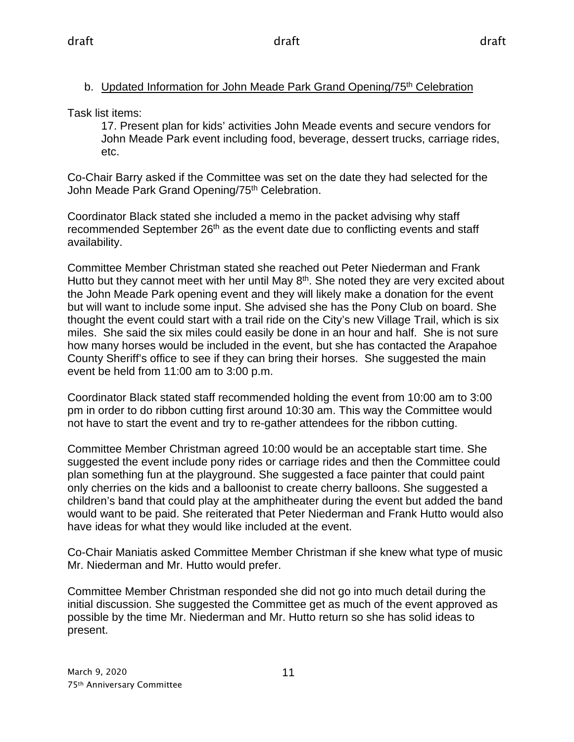b. Updated Information for John Meade Park Grand Opening/75th Celebration

Task list items:

17. Present plan for kids' activities John Meade events and secure vendors for John Meade Park event including food, beverage, dessert trucks, carriage rides, etc.

Co-Chair Barry asked if the Committee was set on the date they had selected for the John Meade Park Grand Opening/75th Celebration.

Coordinator Black stated she included a memo in the packet advising why staff recommended September 26th as the event date due to conflicting events and staff availability.

Committee Member Christman stated she reached out Peter Niederman and Frank Hutto but they cannot meet with her until May 8th. She noted they are very excited about the John Meade Park opening event and they will likely make a donation for the event but will want to include some input. She advised she has the Pony Club on board. She thought the event could start with a trail ride on the City's new Village Trail, which is six miles. She said the six miles could easily be done in an hour and half. She is not sure how many horses would be included in the event, but she has contacted the Arapahoe County Sheriff's office to see if they can bring their horses. She suggested the main event be held from 11:00 am to 3:00 p.m.

Coordinator Black stated staff recommended holding the event from 10:00 am to 3:00 pm in order to do ribbon cutting first around 10:30 am. This way the Committee would not have to start the event and try to re-gather attendees for the ribbon cutting.

Committee Member Christman agreed 10:00 would be an acceptable start time. She suggested the event include pony rides or carriage rides and then the Committee could plan something fun at the playground. She suggested a face painter that could paint only cherries on the kids and a balloonist to create cherry balloons. She suggested a children's band that could play at the amphitheater during the event but added the band would want to be paid. She reiterated that Peter Niederman and Frank Hutto would also have ideas for what they would like included at the event.

Co-Chair Maniatis asked Committee Member Christman if she knew what type of music Mr. Niederman and Mr. Hutto would prefer.

Committee Member Christman responded she did not go into much detail during the initial discussion. She suggested the Committee get as much of the event approved as possible by the time Mr. Niederman and Mr. Hutto return so she has solid ideas to present.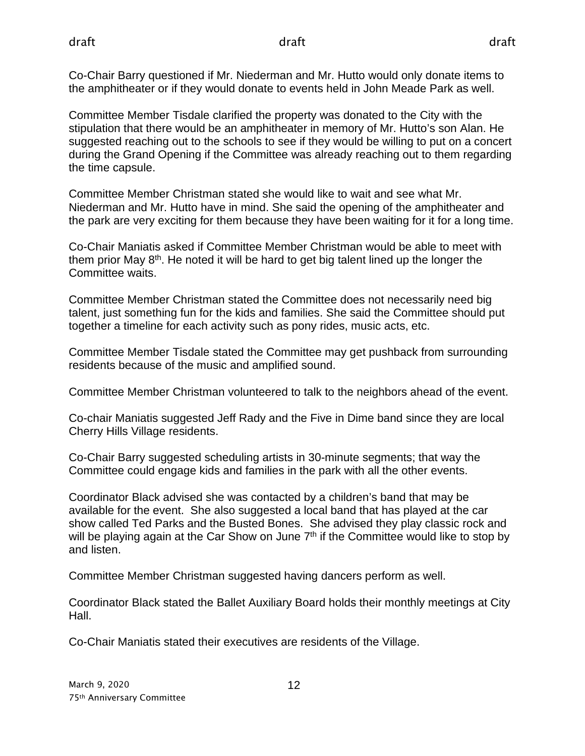Co-Chair Barry questioned if Mr. Niederman and Mr. Hutto would only donate items to the amphitheater or if they would donate to events held in John Meade Park as well.

Committee Member Tisdale clarified the property was donated to the City with the stipulation that there would be an amphitheater in memory of Mr. Hutto's son Alan. He suggested reaching out to the schools to see if they would be willing to put on a concert during the Grand Opening if the Committee was already reaching out to them regarding the time capsule.

Committee Member Christman stated she would like to wait and see what Mr. Niederman and Mr. Hutto have in mind. She said the opening of the amphitheater and the park are very exciting for them because they have been waiting for it for a long time.

Co-Chair Maniatis asked if Committee Member Christman would be able to meet with them prior May 8th. He noted it will be hard to get big talent lined up the longer the Committee waits.

Committee Member Christman stated the Committee does not necessarily need big talent, just something fun for the kids and families. She said the Committee should put together a timeline for each activity such as pony rides, music acts, etc.

Committee Member Tisdale stated the Committee may get pushback from surrounding residents because of the music and amplified sound.

Committee Member Christman volunteered to talk to the neighbors ahead of the event.

Co-chair Maniatis suggested Jeff Rady and the Five in Dime band since they are local Cherry Hills Village residents.

Co-Chair Barry suggested scheduling artists in 30-minute segments; that way the Committee could engage kids and families in the park with all the other events.

Coordinator Black advised she was contacted by a children's band that may be available for the event. She also suggested a local band that has played at the car show called Ted Parks and the Busted Bones. She advised they play classic rock and will be playing again at the Car Show on June 7th if the Committee would like to stop by and listen.

Committee Member Christman suggested having dancers perform as well.

Coordinator Black stated the Ballet Auxiliary Board holds their monthly meetings at City Hall.

Co-Chair Maniatis stated their executives are residents of the Village.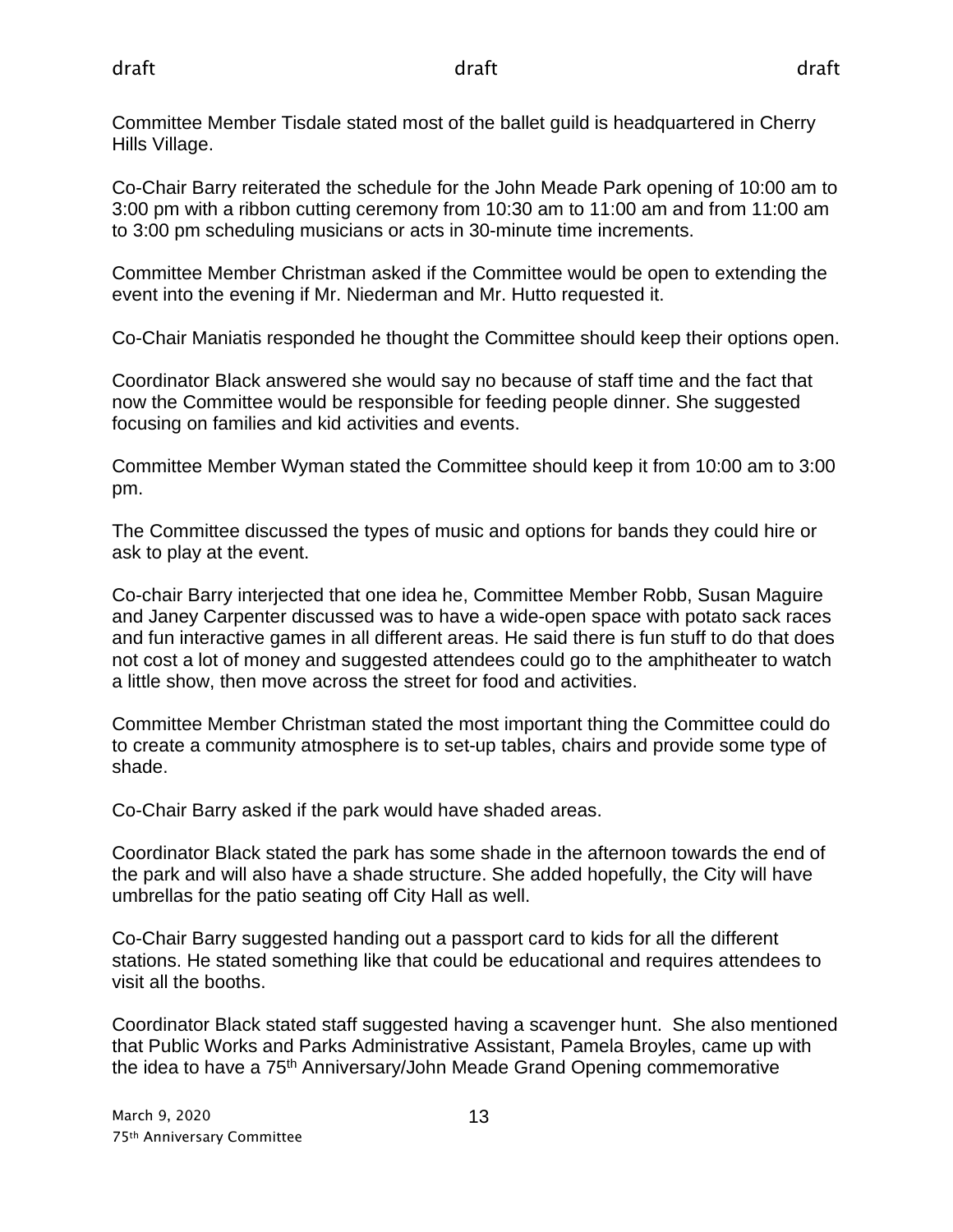Committee Member Tisdale stated most of the ballet guild is headquartered in Cherry Hills Village.

Co-Chair Barry reiterated the schedule for the John Meade Park opening of 10:00 am to 3:00 pm with a ribbon cutting ceremony from 10:30 am to 11:00 am and from 11:00 am to 3:00 pm scheduling musicians or acts in 30-minute time increments.

Committee Member Christman asked if the Committee would be open to extending the event into the evening if Mr. Niederman and Mr. Hutto requested it.

Co-Chair Maniatis responded he thought the Committee should keep their options open.

Coordinator Black answered she would say no because of staff time and the fact that now the Committee would be responsible for feeding people dinner. She suggested focusing on families and kid activities and events.

Committee Member Wyman stated the Committee should keep it from 10:00 am to 3:00 pm.

The Committee discussed the types of music and options for bands they could hire or ask to play at the event.

Co-chair Barry interjected that one idea he, Committee Member Robb, Susan Maguire and Janey Carpenter discussed was to have a wide-open space with potato sack races and fun interactive games in all different areas. He said there is fun stuff to do that does not cost a lot of money and suggested attendees could go to the amphitheater to watch a little show, then move across the street for food and activities.

Committee Member Christman stated the most important thing the Committee could do to create a community atmosphere is to set-up tables, chairs and provide some type of shade.

Co-Chair Barry asked if the park would have shaded areas.

Coordinator Black stated the park has some shade in the afternoon towards the end of the park and will also have a shade structure. She added hopefully, the City will have umbrellas for the patio seating off City Hall as well.

Co-Chair Barry suggested handing out a passport card to kids for all the different stations. He stated something like that could be educational and requires attendees to visit all the booths.

Coordinator Black stated staff suggested having a scavenger hunt. She also mentioned that Public Works and Parks Administrative Assistant, Pamela Broyles, came up with the idea to have a 75th Anniversary/John Meade Grand Opening commemorative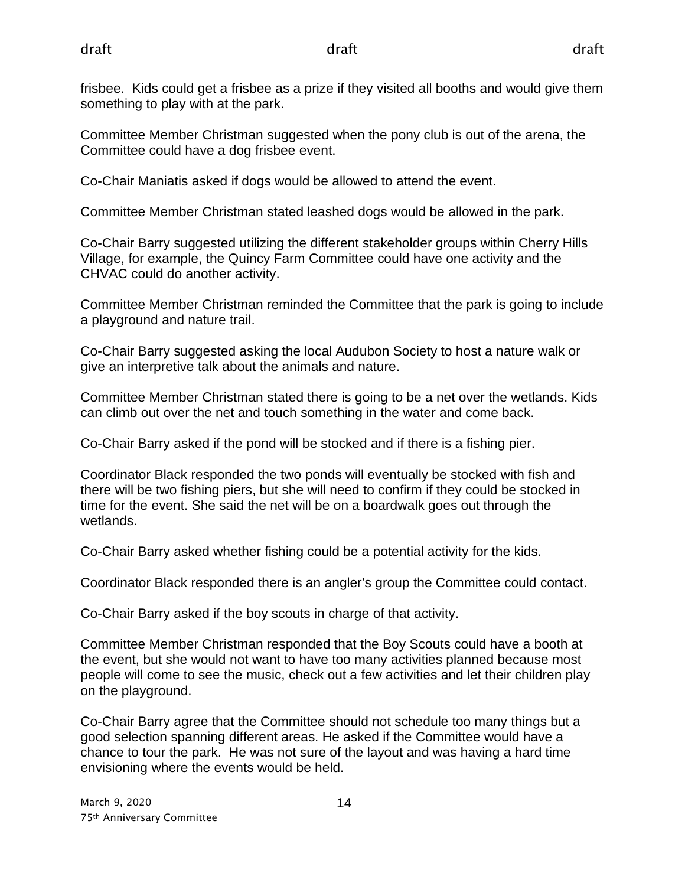frisbee. Kids could get a frisbee as a prize if they visited all booths and would give them something to play with at the park.

Committee Member Christman suggested when the pony club is out of the arena, the Committee could have a dog frisbee event.

Co-Chair Maniatis asked if dogs would be allowed to attend the event.

Committee Member Christman stated leashed dogs would be allowed in the park.

Co-Chair Barry suggested utilizing the different stakeholder groups within Cherry Hills Village, for example, the Quincy Farm Committee could have one activity and the CHVAC could do another activity.

Committee Member Christman reminded the Committee that the park is going to include a playground and nature trail.

Co-Chair Barry suggested asking the local Audubon Society to host a nature walk or give an interpretive talk about the animals and nature.

Committee Member Christman stated there is going to be a net over the wetlands. Kids can climb out over the net and touch something in the water and come back.

Co-Chair Barry asked if the pond will be stocked and if there is a fishing pier.

Coordinator Black responded the two ponds will eventually be stocked with fish and there will be two fishing piers, but she will need to confirm if they could be stocked in time for the event. She said the net will be on a boardwalk goes out through the wetlands.

Co-Chair Barry asked whether fishing could be a potential activity for the kids.

Coordinator Black responded there is an angler's group the Committee could contact.

Co-Chair Barry asked if the boy scouts in charge of that activity.

Committee Member Christman responded that the Boy Scouts could have a booth at the event, but she would not want to have too many activities planned because most people will come to see the music, check out a few activities and let their children play on the playground.

Co-Chair Barry agree that the Committee should not schedule too many things but a good selection spanning different areas. He asked if the Committee would have a chance to tour the park. He was not sure of the layout and was having a hard time envisioning where the events would be held.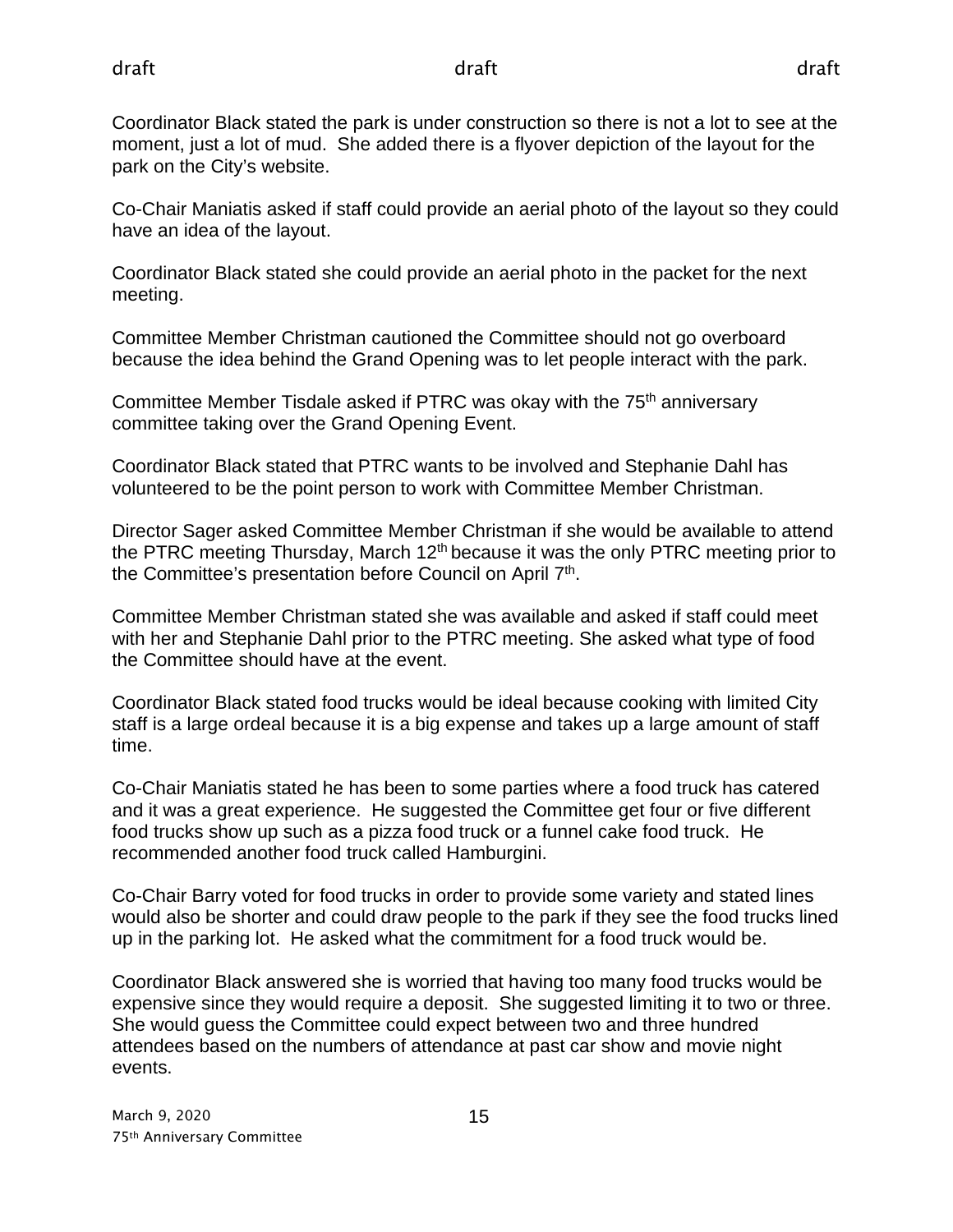Coordinator Black stated the park is under construction so there is not a lot to see at the moment, just a lot of mud. She added there is a flyover depiction of the layout for the park on the City's website.

Co-Chair Maniatis asked if staff could provide an aerial photo of the layout so they could have an idea of the layout.

Coordinator Black stated she could provide an aerial photo in the packet for the next meeting.

Committee Member Christman cautioned the Committee should not go overboard because the idea behind the Grand Opening was to let people interact with the park.

Committee Member Tisdale asked if PTRC was okay with the 75th anniversary committee taking over the Grand Opening Event.

Coordinator Black stated that PTRC wants to be involved and Stephanie Dahl has volunteered to be the point person to work with Committee Member Christman.

Director Sager asked Committee Member Christman if she would be available to attend the PTRC meeting Thursday, March 12th because it was the only PTRC meeting prior to the Committee's presentation before Council on April 7th.

Committee Member Christman stated she was available and asked if staff could meet with her and Stephanie Dahl prior to the PTRC meeting. She asked what type of food the Committee should have at the event.

Coordinator Black stated food trucks would be ideal because cooking with limited City staff is a large ordeal because it is a big expense and takes up a large amount of staff time.

Co-Chair Maniatis stated he has been to some parties where a food truck has catered and it was a great experience. He suggested the Committee get four or five different food trucks show up such as a pizza food truck or a funnel cake food truck. He recommended another food truck called Hamburgini.

Co-Chair Barry voted for food trucks in order to provide some variety and stated lines would also be shorter and could draw people to the park if they see the food trucks lined up in the parking lot. He asked what the commitment for a food truck would be.

Coordinator Black answered she is worried that having too many food trucks would be expensive since they would require a deposit. She suggested limiting it to two or three. She would guess the Committee could expect between two and three hundred attendees based on the numbers of attendance at past car show and movie night events.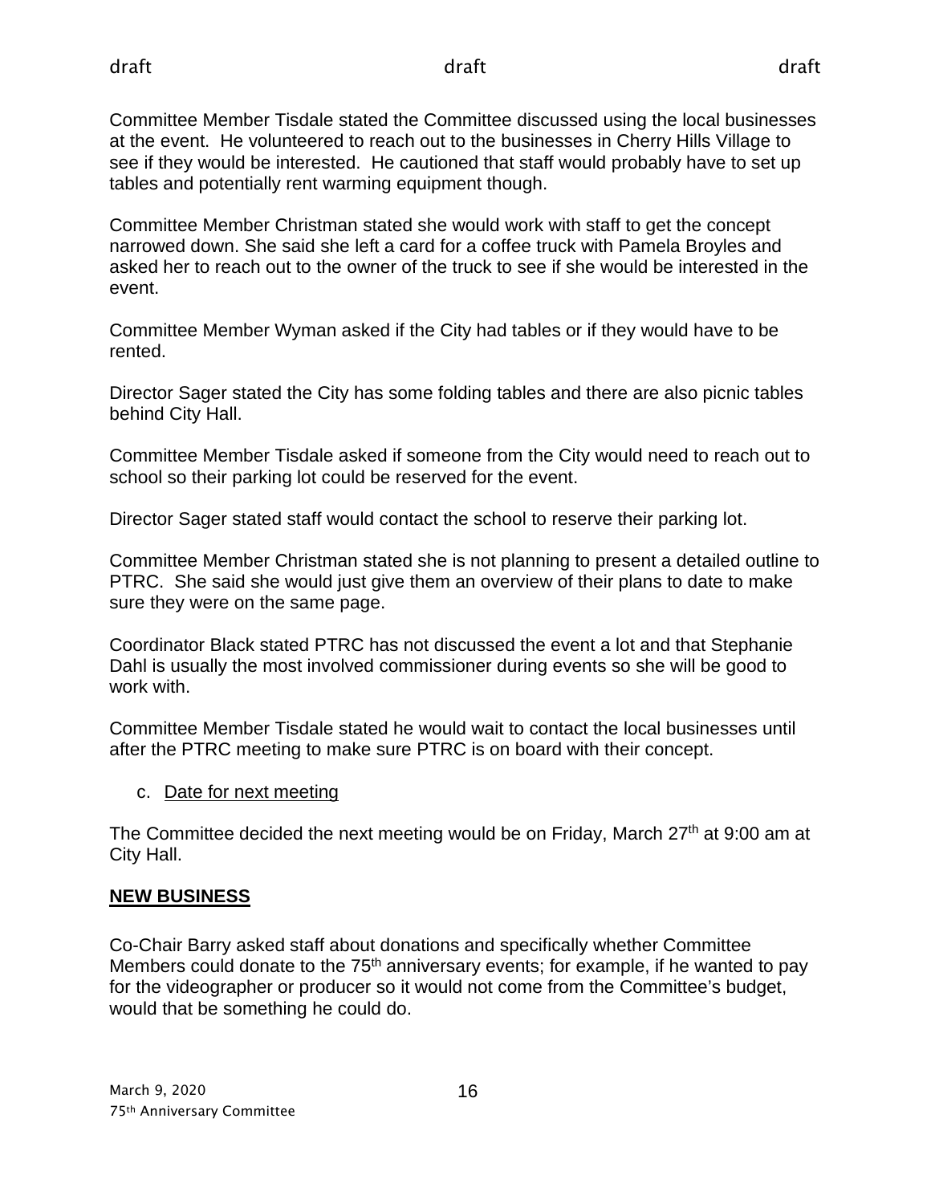Committee Member Tisdale stated the Committee discussed using the local businesses at the event. He volunteered to reach out to the businesses in Cherry Hills Village to see if they would be interested. He cautioned that staff would probably have to set up tables and potentially rent warming equipment though.

Committee Member Christman stated she would work with staff to get the concept narrowed down. She said she left a card for a coffee truck with Pamela Broyles and asked her to reach out to the owner of the truck to see if she would be interested in the event.

Committee Member Wyman asked if the City had tables or if they would have to be rented.

Director Sager stated the City has some folding tables and there are also picnic tables behind City Hall.

Committee Member Tisdale asked if someone from the City would need to reach out to school so their parking lot could be reserved for the event.

Director Sager stated staff would contact the school to reserve their parking lot.

Committee Member Christman stated she is not planning to present a detailed outline to PTRC. She said she would just give them an overview of their plans to date to make sure they were on the same page.

Coordinator Black stated PTRC has not discussed the event a lot and that Stephanie Dahl is usually the most involved commissioner during events so she will be good to work with.

Committee Member Tisdale stated he would wait to contact the local businesses until after the PTRC meeting to make sure PTRC is on board with their concept.

c. Date for next meeting

The Committee decided the next meeting would be on Friday, March 27th at 9:00 am at City Hall.

## NEW BUSINESS

Co-Chair Barry asked staff about donations and specifically whether Committee Members could donate to the 75th anniversary events; for example, if he wanted to pay for the videographer or producer so it would not come from the Committee's budget, would that be something he could do.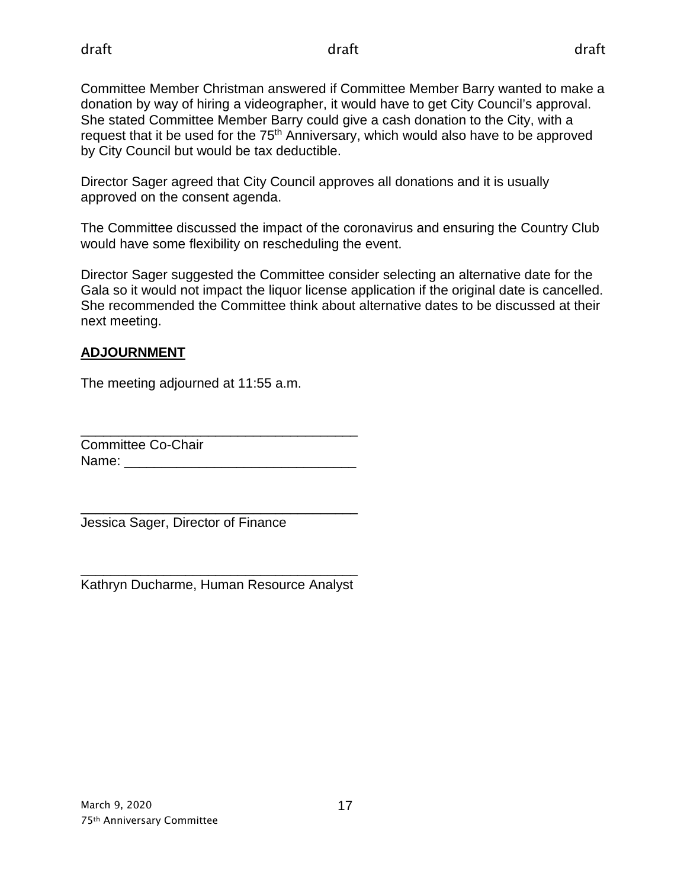Committee Member Christman answered if Committee Member Barry wanted to make a donation by way of hiring a videographer, it would have to get City Council's approval. She stated Committee Member Barry could give a cash donation to the City, with a request that it be used for the 75th Anniversary, which would also have to be approved by City Council but would be tax deductible.

Director Sager agreed that City Council approves all donations and it is usually approved on the consent agenda.

The Committee discussed the impact of the coronavirus and ensuring the Country Club would have some flexibility on rescheduling the event.

Director Sager suggested the Committee consider selecting an alternative date for the Gala so it would not impact the liquor license application if the original date is cancelled. She recommended the Committee think about alternative dates to be discussed at their next meeting.

**ADJOURNMENT**

The meeting adjourned at 11:55 a.m.

_____________________________________
Committee Co-Chair
Name: _______________________________

_____________________________________
Jessica Sager, Director of Finance

_____________________________________
Kathryn Ducharme, Human Resource Analyst